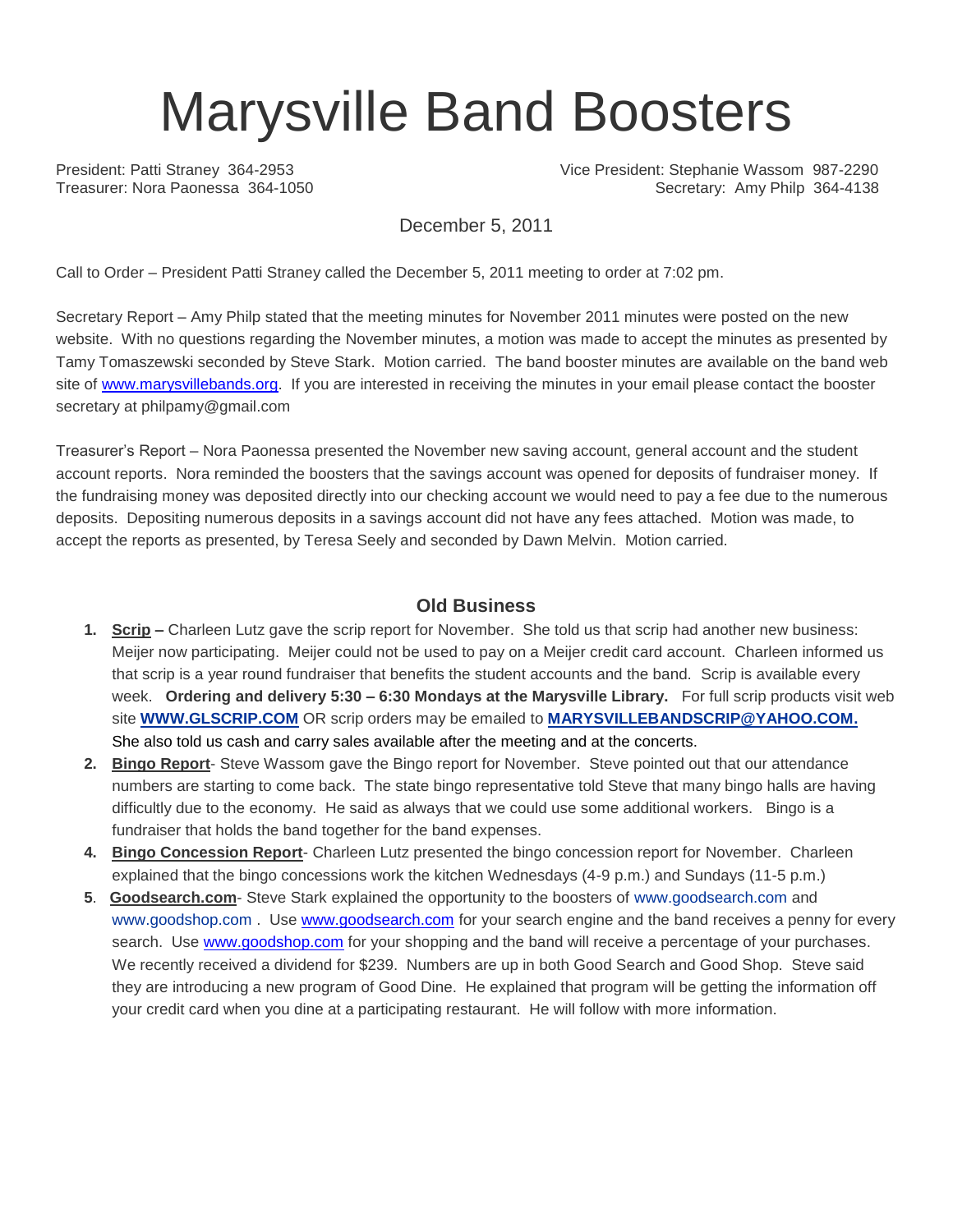# Marysville Band Boosters

President: Patti Straney 364-2953
Vice President: Stephanie Wassom 987-2290
Treasurer: Nora Paonessa 364-1050
Secretary: Amy Philp 364-4138

December 5, 2011

Call to Order – President Patti Straney called the December 5, 2011 meeting to order at 7:02 pm.

Secretary Report – Amy Philp stated that the meeting minutes for November 2011 minutes were posted on the new website. With no questions regarding the November minutes, a motion was made to accept the minutes as presented by Tamy Tomaszewski seconded by Steve Stark. Motion carried. The band booster minutes are available on the band web site of www.marysvillebands.org. If you are interested in receiving the minutes in your email please contact the booster secretary at philpamy@gmail.com

Treasurer's Report – Nora Paonessa presented the November new saving account, general account and the student account reports. Nora reminded the boosters that the savings account was opened for deposits of fundraiser money. If the fundraising money was deposited directly into our checking account we would need to pay a fee due to the numerous deposits. Depositing numerous deposits in a savings account did not have any fees attached. Motion was made, to accept the reports as presented, by Teresa Seely and seconded by Dawn Melvin. Motion carried.

## Old Business

1. **Scrip –** Charleen Lutz gave the scrip report for November. She told us that scrip had another new business: Meijer now participating. Meijer could not be used to pay on a Meijer credit card account. Charleen informed us that scrip is a year round fundraiser that benefits the student accounts and the band. Scrip is available every week. **Ordering and delivery 5:30 – 6:30 Mondays at the Marysville Library.** For full scrip products visit web site **WWW.GLSCRIP.COM** OR scrip orders may be emailed to **MARYSVILLEBANDSCRIP@YAHOO.COM.** She also told us cash and carry sales available after the meeting and at the concerts.
2. **Bingo Report**- Steve Wassom gave the Bingo report for November. Steve pointed out that our attendance numbers are starting to come back. The state bingo representative told Steve that many bingo halls are having difficultly due to the economy. He said as always that we could use some additional workers. Bingo is a fundraiser that holds the band together for the band expenses.
4. **Bingo Concession Report**- Charleen Lutz presented the bingo concession report for November. Charleen explained that the bingo concessions work the kitchen Wednesdays (4-9 p.m.) and Sundays (11-5 p.m.)
5. **Goodsearch.com**- Steve Stark explained the opportunity to the boosters of www.goodsearch.com and www.goodshop.com . Use www.goodsearch.com for your search engine and the band receives a penny for every search. Use www.goodshop.com for your shopping and the band will receive a percentage of your purchases. We recently received a dividend for $239. Numbers are up in both Good Search and Good Shop. Steve said they are introducing a new program of Good Dine. He explained that program will be getting the information off your credit card when you dine at a participating restaurant. He will follow with more information.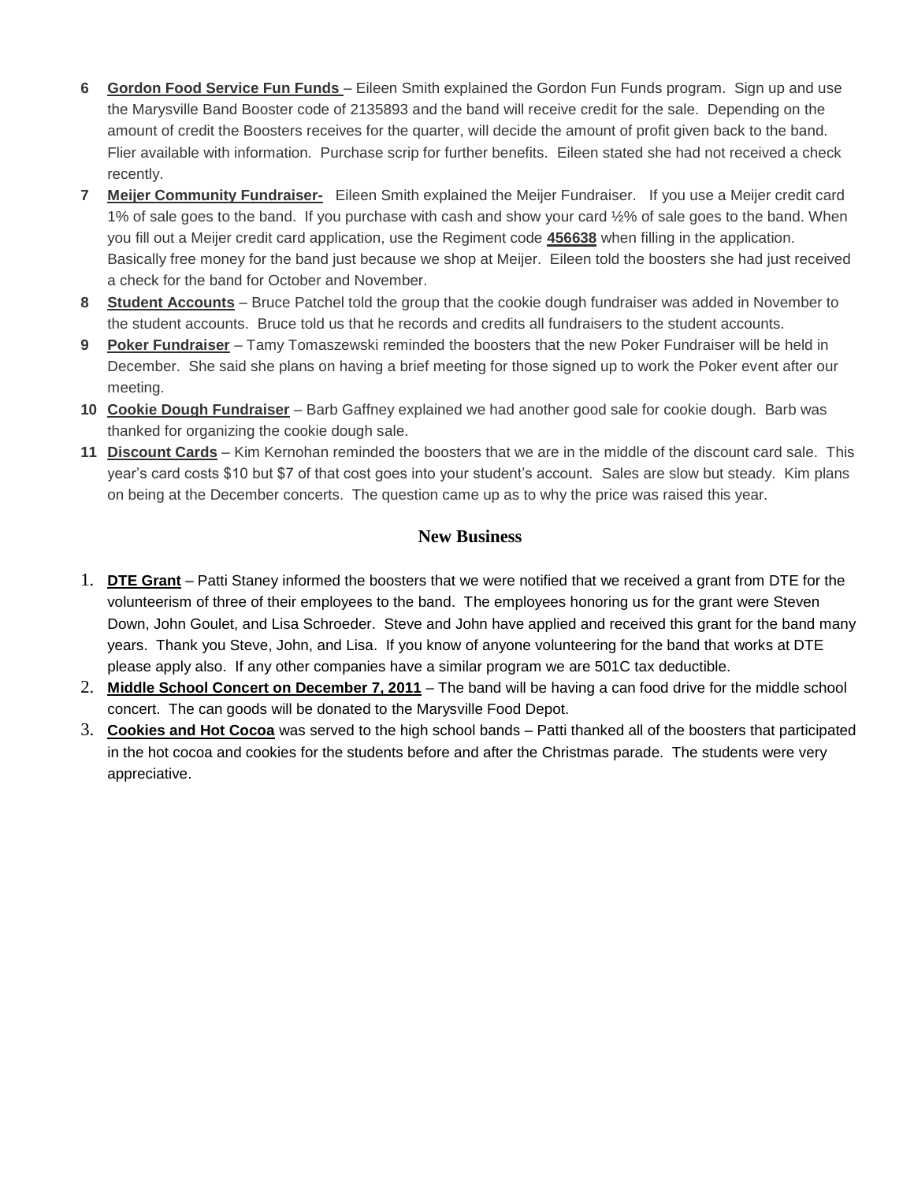6. **Gordon Food Service Fun Funds** – Eileen Smith explained the Gordon Fun Funds program. Sign up and use the Marysville Band Booster code of 2135893 and the band will receive credit for the sale. Depending on the amount of credit the Boosters receives for the quarter, will decide the amount of profit given back to the band. Flier available with information. Purchase scrip for further benefits. Eileen stated she had not received a check recently.
7. **Meijer Community Fundraiser-** Eileen Smith explained the Meijer Fundraiser. If you use a Meijer credit card 1% of sale goes to the band. If you purchase with cash and show your card ½% of sale goes to the band. When you fill out a Meijer credit card application, use the Regiment code **456638** when filling in the application. Basically free money for the band just because we shop at Meijer. Eileen told the boosters she had just received a check for the band for October and November.
8. **Student Accounts** – Bruce Patchel told the group that the cookie dough fundraiser was added in November to the student accounts. Bruce told us that he records and credits all fundraisers to the student accounts.
9. **Poker Fundraiser** – Tamy Tomaszewski reminded the boosters that the new Poker Fundraiser will be held in December. She said she plans on having a brief meeting for those signed up to work the Poker event after our meeting.
10. **Cookie Dough Fundraiser** – Barb Gaffney explained we had another good sale for cookie dough. Barb was thanked for organizing the cookie dough sale.
11. **Discount Cards** – Kim Kernohan reminded the boosters that we are in the middle of the discount card sale. This year's card costs $10 but $7 of that cost goes into your student's account. Sales are slow but steady. Kim plans on being at the December concerts. The question came up as to why the price was raised this year.

## New Business

1. **DTE Grant** – Patti Staney informed the boosters that we were notified that we received a grant from DTE for the volunteerism of three of their employees to the band. The employees honoring us for the grant were Steven Down, John Goulet, and Lisa Schroeder. Steve and John have applied and received this grant for the band many years. Thank you Steve, John, and Lisa. If you know of anyone volunteering for the band that works at DTE please apply also. If any other companies have a similar program we are 501C tax deductible.
2. **Middle School Concert on December 7, 2011** – The band will be having a can food drive for the middle school concert. The can goods will be donated to the Marysville Food Depot.
3. **Cookies and Hot Cocoa** was served to the high school bands – Patti thanked all of the boosters that participated in the hot cocoa and cookies for the students before and after the Christmas parade. The students were very appreciative.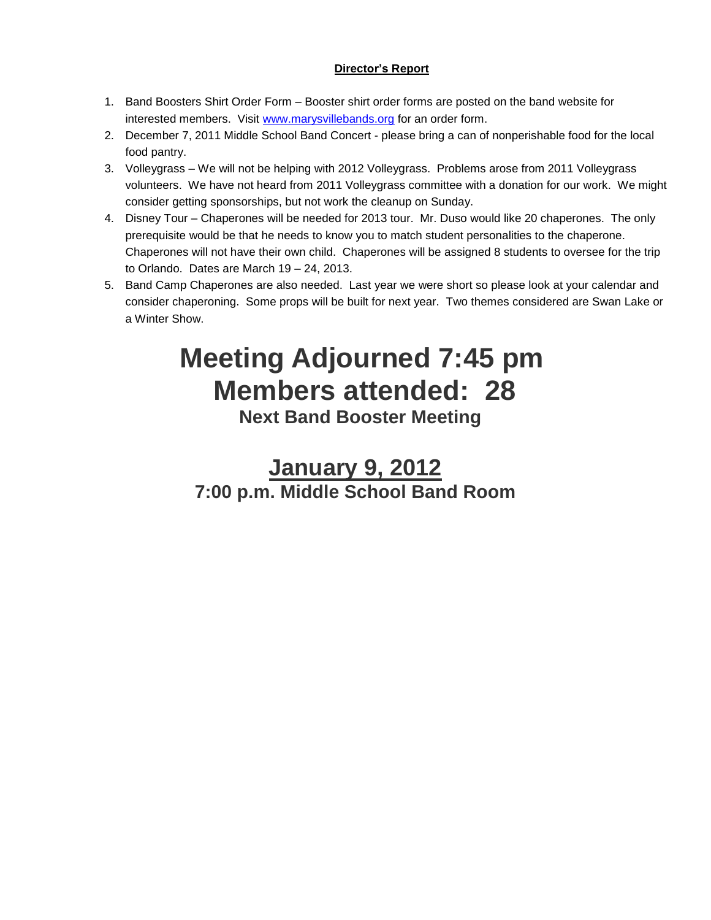**Director's Report**

1. Band Boosters Shirt Order Form – Booster shirt order forms are posted on the band website for interested members. Visit [www.marysvillebands.org](http://www.marysvillebands.org) for an order form.
2. December 7, 2011 Middle School Band Concert - please bring a can of nonperishable food for the local food pantry.
3. Volleygrass – We will not be helping with 2012 Volleygrass. Problems arose from 2011 Volleygrass volunteers. We have not heard from 2011 Volleygrass committee with a donation for our work. We might consider getting sponsorships, but not work the cleanup on Sunday.
4. Disney Tour – Chaperones will be needed for 2013 tour. Mr. Duso would like 20 chaperones. The only prerequisite would be that he needs to know you to match student personalities to the chaperone. Chaperones will not have their own child. Chaperones will be assigned 8 students to oversee for the trip to Orlando. Dates are March 19 – 24, 2013.
5. Band Camp Chaperones are also needed. Last year we were short so please look at your calendar and consider chaperoning. Some props will be built for next year. Two themes considered are Swan Lake or a Winter Show.

# Meeting Adjourned 7:45 pm

# Members attended: 28

### Next Band Booster Meeting

## January 9, 2012

### 7:00 p.m. Middle School Band Room